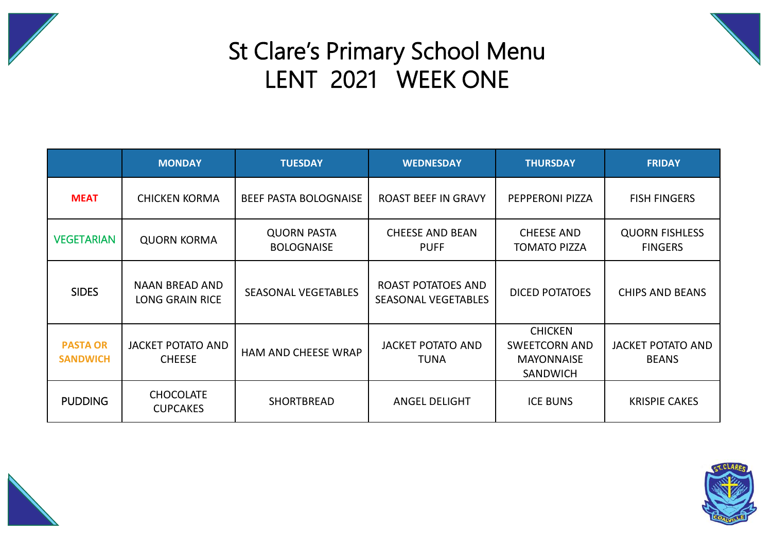# St Clare's Primary School Menu
# LENT 2021 WEEK ONE

| | MONDAY | TUESDAY | WEDNESDAY | THURSDAY | FRIDAY |
|---|---|---|---|---|---|
| MEAT | CHICKEN KORMA | BEEF PASTA BOLOGNAISE | ROAST BEEF IN GRAVY | PEPPERONI PIZZA | FISH FINGERS |
| VEGETARIAN | QUORN KORMA | QUORN PASTA BOLOGNAISE | CHEESE AND BEAN PUFF | CHEESE AND TOMATO PIZZA | QUORN FISHLESS FINGERS |
| SIDES | NAAN BREAD AND LONG GRAIN RICE | SEASONAL VEGETABLES | ROAST POTATOES AND SEASONAL VEGETABLES | DICED POTATOES | CHIPS AND BEANS |
| PASTA OR SANDWICH | JACKET POTATO AND CHEESE | HAM AND CHEESE WRAP | JACKET POTATO AND TUNA | CHICKEN SWEETCORN AND MAYONNAISE SANDWICH | JACKET POTATO AND BEANS |
| PUDDING | CHOCOLATE CUPCAKES | SHORTBREAD | ANGEL DELIGHT | ICE BUNS | KRISPIE CAKES |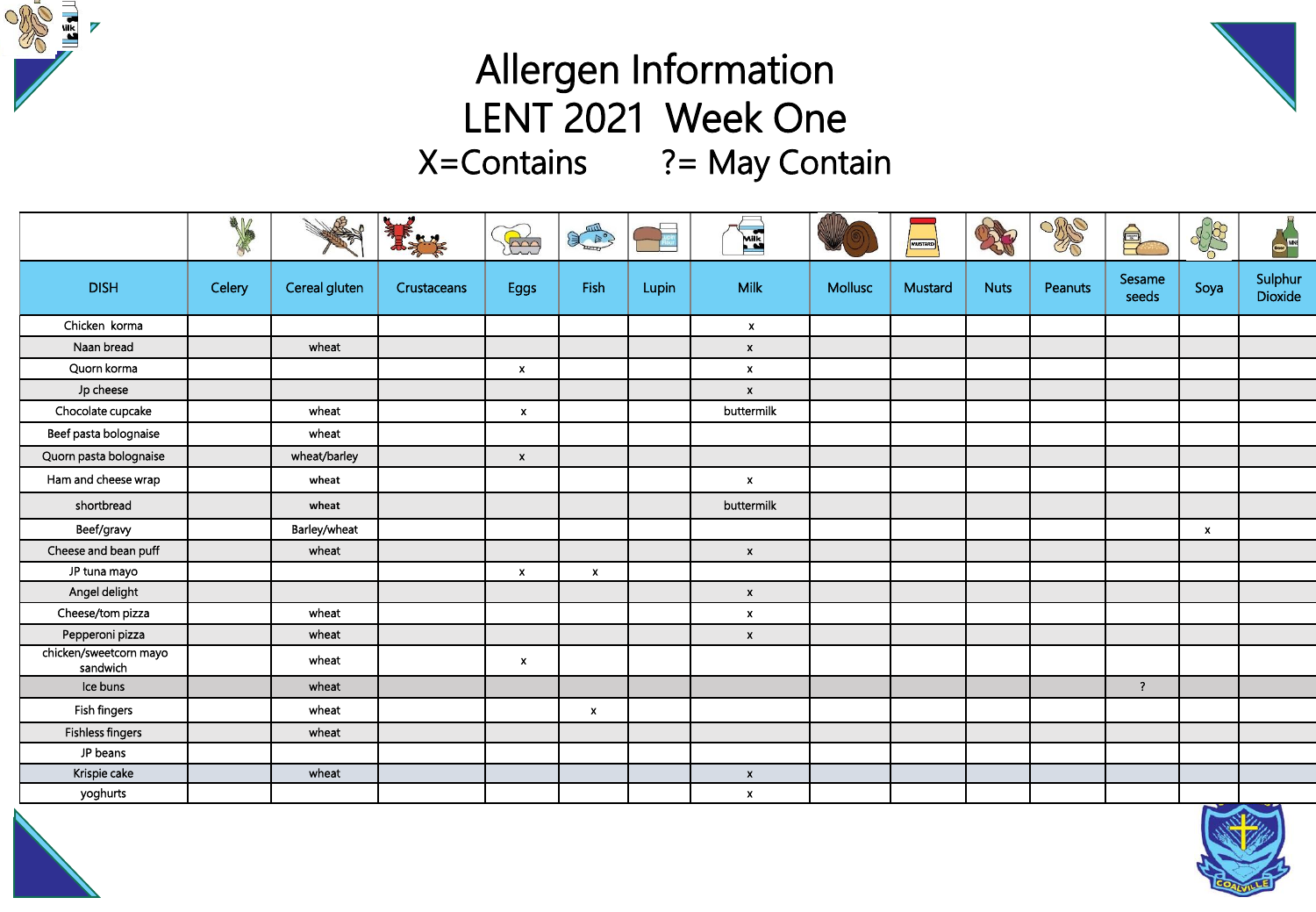# Allergen Information

# LENT 2021 Week One

## X=Contains ?= May Contain

| DISH | Celery | Cereal gluten | Crustaceans | Eggs | Fish | Lupin | Milk | Mollusc | Mustard | Nuts | Peanuts | Sesame seeds | Soya | Sulphur Dioxide |
|---|---|---|---|---|---|---|---|---|---|---|---|---|---|---|
| Chicken korma | | | | | | | x | | | | | | | |
| Naan bread | | wheat | | | | | x | | | | | | | |
| Quorn korma | | | | x | | | x | | | | | | | |
| Jp cheese | | | | | | | x | | | | | | | |
| Chocolate cupcake | | wheat | | x | | | buttermilk | | | | | | | |
| Beef pasta bolognaise | | wheat | | | | | | | | | | | | |
| Quorn pasta bolognaise | | wheat/barley | | x | | | | | | | | | | |
| Ham and cheese wrap | | wheat | | | | | x | | | | | | | |
| shortbread | | wheat | | | | | buttermilk | | | | | | | |
| Beef/gravy | | Barley/wheat | | | | | | | | | | | x | |
| Cheese and bean puff | | wheat | | | | | x | | | | | | | |
| JP tuna mayo | | | | x | x | | | | | | | | | |
| Angel delight | | | | | | | x | | | | | | | |
| Cheese/tom pizza | | wheat | | | | | x | | | | | | | |
| Pepperoni pizza | | wheat | | | | | x | | | | | | | |
| chicken/sweetcorn mayo sandwich | | wheat | | x | | | | | | | | | | |
| Ice buns | | wheat | | | | | | | | | | ? | | |
| Fish fingers | | wheat | | | x | | | | | | | | | |
| Fishless fingers | | wheat | | | | | | | | | | | | |
| JP beans | | | | | | | | | | | | | | |
| Krispie cake | | wheat | | | | | x | | | | | | | |
| yoghurts | | | | | | | x | | | | | | | |